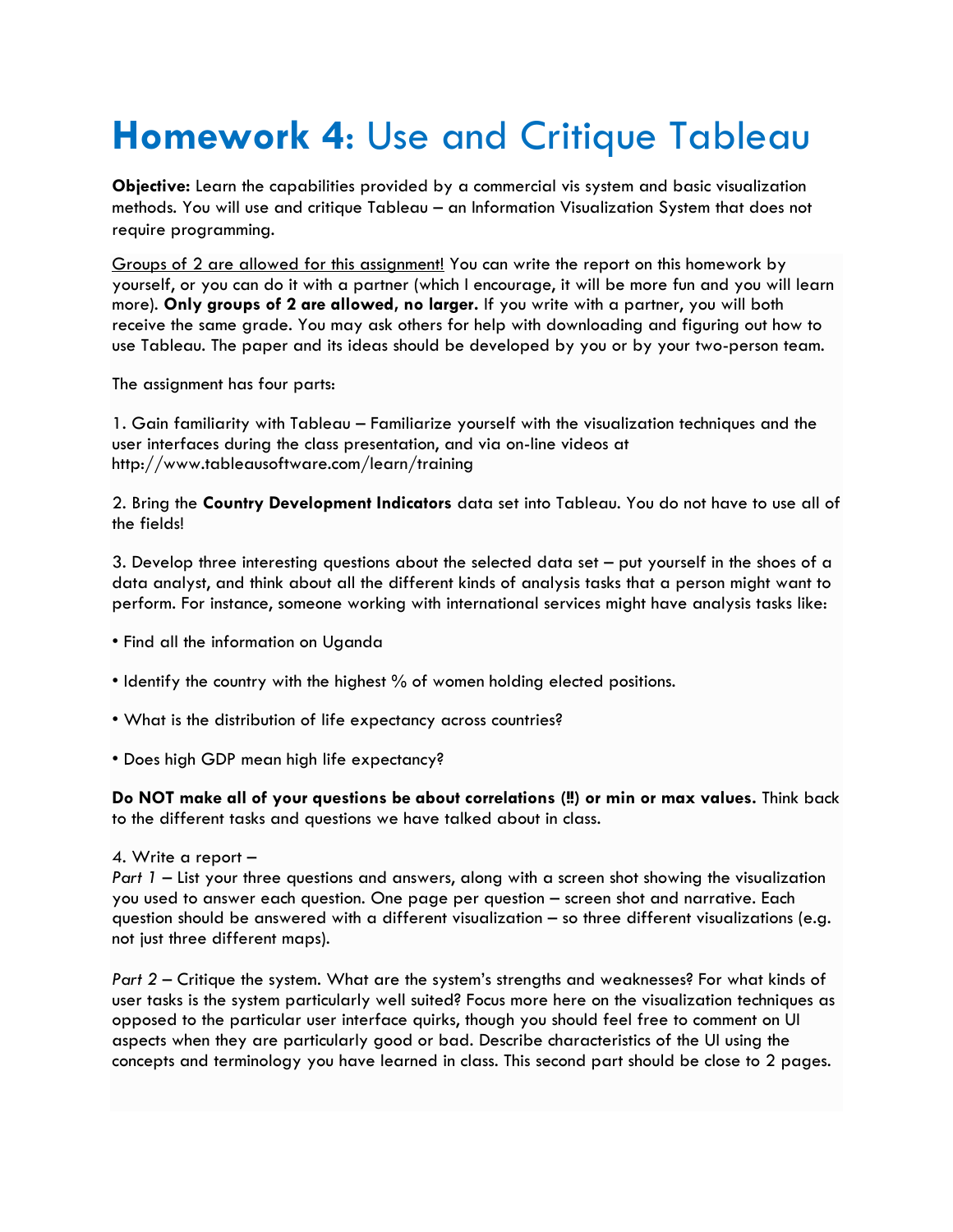# **Homework 4**: Use and Critique Tableau

**Objective:** Learn the capabilities provided by a commercial vis system and basic visualization methods. You will use and critique Tableau – an Information Visualization System that does not require programming.

Groups of 2 are allowed for this assignment! You can write the report on this homework by yourself, or you can do it with a partner (which I encourage, it will be more fun and you will learn more). **Only groups of 2 are allowed, no larger.** If you write with a partner, you will both receive the same grade. You may ask others for help with downloading and figuring out how to use Tableau. The paper and its ideas should be developed by you or by your two-person team.

The assignment has four parts:

1. Gain familiarity with Tableau – Familiarize yourself with the visualization techniques and the user interfaces during the class presentation, and via on-line videos at http://www.tableausoftware.com/learn/training

2. Bring the **Country Development Indicators** data set into Tableau. You do not have to use all of the fields!

3. Develop three interesting questions about the selected data set – put yourself in the shoes of a data analyst, and think about all the different kinds of analysis tasks that a person might want to perform. For instance, someone working with international services might have analysis tasks like:

• Find all the information on Uganda

• Identify the country with the highest % of women holding elected positions.

• What is the distribution of life expectancy across countries?

• Does high GDP mean high life expectancy?

**Do NOT make all of your questions be about correlations (‼) or min or max values.** Think back to the different tasks and questions we have talked about in class.

4. Write a report –

*Part 1* – List your three questions and answers, along with a screen shot showing the visualization you used to answer each question. One page per question – screen shot and narrative. Each question should be answered with a different visualization – so three different visualizations (e.g. not just three different maps).

*Part 2* – Critique the system. What are the system's strengths and weaknesses? For what kinds of user tasks is the system particularly well suited? Focus more here on the visualization techniques as opposed to the particular user interface quirks, though you should feel free to comment on UI aspects when they are particularly good or bad. Describe characteristics of the UI using the concepts and terminology you have learned in class. This second part should be close to 2 pages.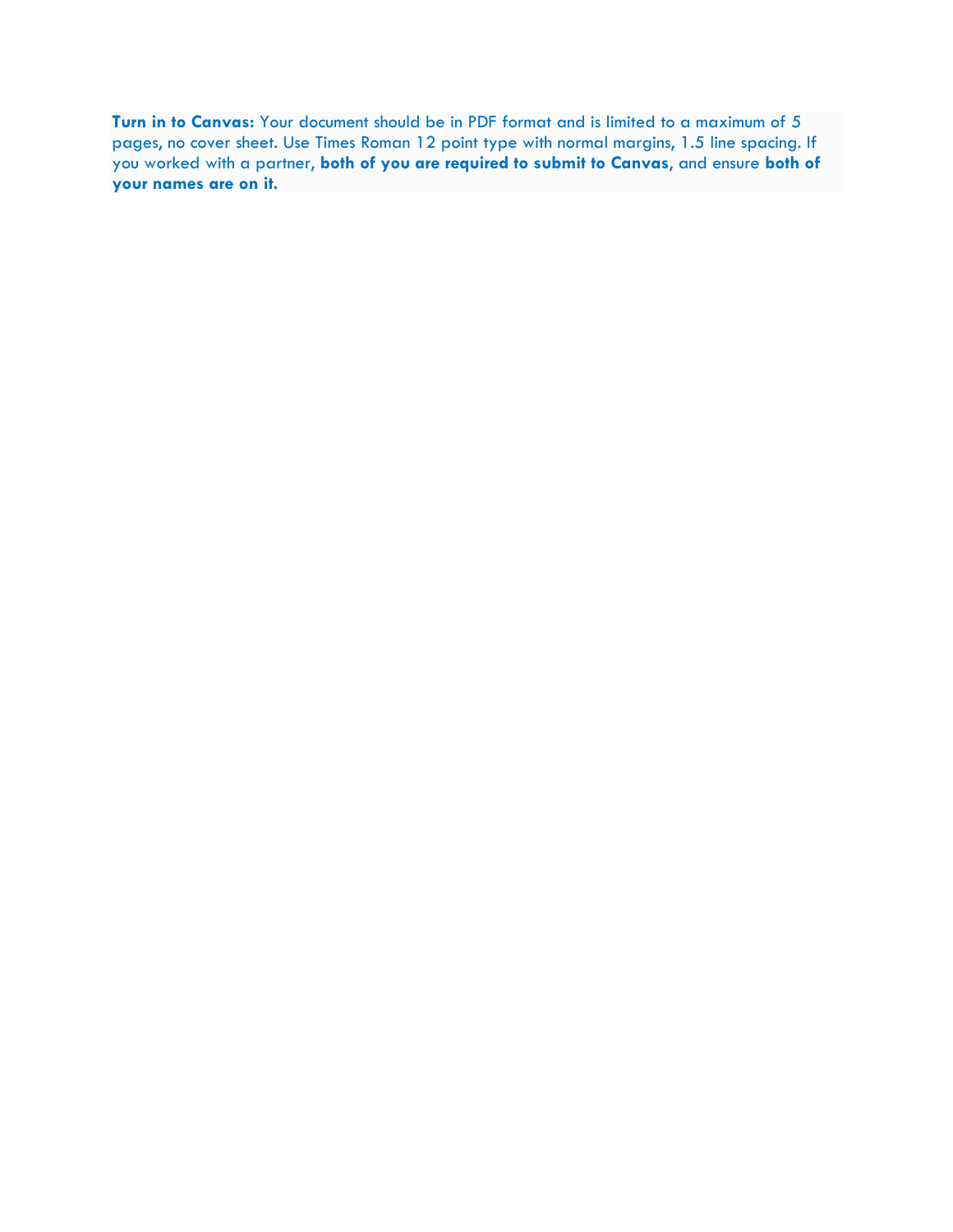**Turn in to Canvas:** Your document should be in PDF format and is limited to a maximum of 5 pages, no cover sheet. Use Times Roman 12 point type with normal margins, 1.5 line spacing. If you worked with a partner**, both of you are required to submit to Canvas,** and ensure **both of your names are on it.**